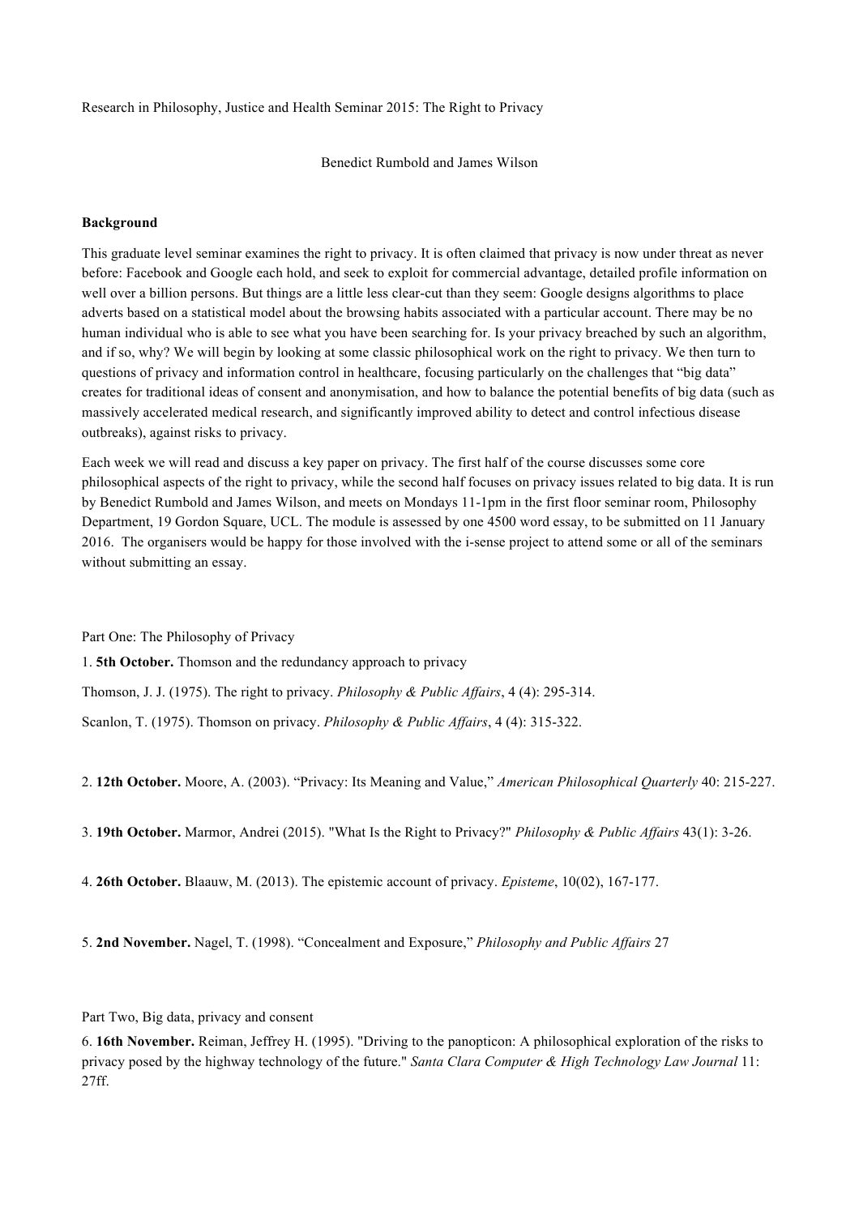Research in Philosophy, Justice and Health Seminar 2015: The Right to Privacy

Benedict Rumbold and James Wilson

**Background**

This graduate level seminar examines the right to privacy. It is often claimed that privacy is now under threat as never before: Facebook and Google each hold, and seek to exploit for commercial advantage, detailed profile information on well over a billion persons. But things are a little less clear-cut than they seem: Google designs algorithms to place adverts based on a statistical model about the browsing habits associated with a particular account. There may be no human individual who is able to see what you have been searching for. Is your privacy breached by such an algorithm, and if so, why? We will begin by looking at some classic philosophical work on the right to privacy. We then turn to questions of privacy and information control in healthcare, focusing particularly on the challenges that "big data" creates for traditional ideas of consent and anonymisation, and how to balance the potential benefits of big data (such as massively accelerated medical research, and significantly improved ability to detect and control infectious disease outbreaks), against risks to privacy.

Each week we will read and discuss a key paper on privacy. The first half of the course discusses some core philosophical aspects of the right to privacy, while the second half focuses on privacy issues related to big data. It is run by Benedict Rumbold and James Wilson, and meets on Mondays 11-1pm in the first floor seminar room, Philosophy Department, 19 Gordon Square, UCL. The module is assessed by one 4500 word essay, to be submitted on 11 January 2016. The organisers would be happy for those involved with the i-sense project to attend some or all of the seminars without submitting an essay.

Part One: The Philosophy of Privacy

1. **5th October.** Thomson and the redundancy approach to privacy

Thomson, J. J. (1975). The right to privacy. *Philosophy & Public Affairs*, 4 (4): 295-314.

Scanlon, T. (1975). Thomson on privacy. *Philosophy & Public Affairs*, 4 (4): 315-322.

2. **12th October.** Moore, A. (2003). "Privacy: Its Meaning and Value," *American Philosophical Quarterly* 40: 215-227.

3. **19th October.** Marmor, Andrei (2015). "What Is the Right to Privacy?" *Philosophy & Public Affairs* 43(1): 3-26.

4. **26th October.** Blaauw, M. (2013). The epistemic account of privacy. *Episteme*, 10(02), 167-177.

5. **2nd November.** Nagel, T. (1998). "Concealment and Exposure," *Philosophy and Public Affairs* 27

Part Two, Big data, privacy and consent

6. **16th November.** Reiman, Jeffrey H. (1995). "Driving to the panopticon: A philosophical exploration of the risks to privacy posed by the highway technology of the future." *Santa Clara Computer & High Technology Law Journal* 11: 27ff.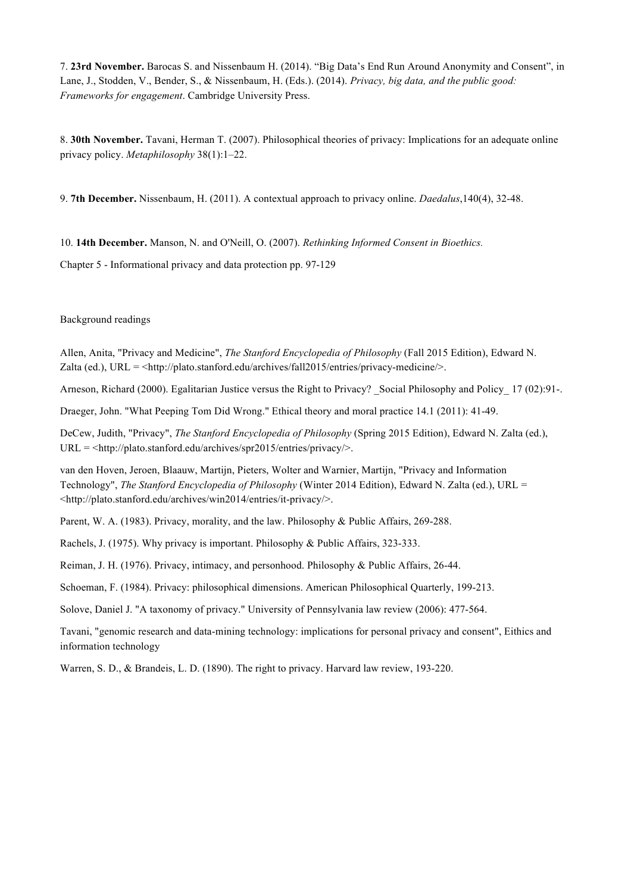7. **23rd November.** Barocas S. and Nissenbaum H. (2014). “Big Data’s End Run Around Anonymity and Consent”, in Lane, J., Stodden, V., Bender, S., & Nissenbaum, H. (Eds.). (2014). *Privacy, big data, and the public good: Frameworks for engagement*. Cambridge University Press.

8. **30th November.** Tavani, Herman T. (2007). Philosophical theories of privacy: Implications for an adequate online privacy policy. *Metaphilosophy* 38(1):1–22.

9. **7th December.** Nissenbaum, H. (2011). A contextual approach to privacy online. *Daedalus*,140(4), 32-48.

10. **14th December.** Manson, N. and O'Neill, O. (2007). *Rethinking Informed Consent in Bioethics.*

Chapter 5 - Informational privacy and data protection pp. 97-129

Background readings

Allen, Anita, "Privacy and Medicine", *The Stanford Encyclopedia of Philosophy* (Fall 2015 Edition), Edward N. Zalta (ed.), URL = <http://plato.stanford.edu/archives/fall2015/entries/privacy-medicine/>.

Arneson, Richard (2000). Egalitarian Justice versus the Right to Privacy? _Social Philosophy and Policy_ 17 (02):91-.

Draeger, John. "What Peeping Tom Did Wrong." Ethical theory and moral practice 14.1 (2011): 41-49.

DeCew, Judith, "Privacy", *The Stanford Encyclopedia of Philosophy* (Spring 2015 Edition), Edward N. Zalta (ed.), URL = <http://plato.stanford.edu/archives/spr2015/entries/privacy/>.

van den Hoven, Jeroen, Blaauw, Martijn, Pieters, Wolter and Warnier, Martijn, "Privacy and Information Technology", *The Stanford Encyclopedia of Philosophy* (Winter 2014 Edition), Edward N. Zalta (ed.), URL = <http://plato.stanford.edu/archives/win2014/entries/it-privacy/>.

Parent, W. A. (1983). Privacy, morality, and the law. Philosophy & Public Affairs, 269-288.

Rachels, J. (1975). Why privacy is important. Philosophy & Public Affairs, 323-333.

Reiman, J. H. (1976). Privacy, intimacy, and personhood. Philosophy & Public Affairs, 26-44.

Schoeman, F. (1984). Privacy: philosophical dimensions. American Philosophical Quarterly, 199-213.

Solove, Daniel J. "A taxonomy of privacy." University of Pennsylvania law review (2006): 477-564.

Tavani, "genomic research and data-mining technology: implications for personal privacy and consent", Eithics and information technology

Warren, S. D., & Brandeis, L. D. (1890). The right to privacy. Harvard law review, 193-220.